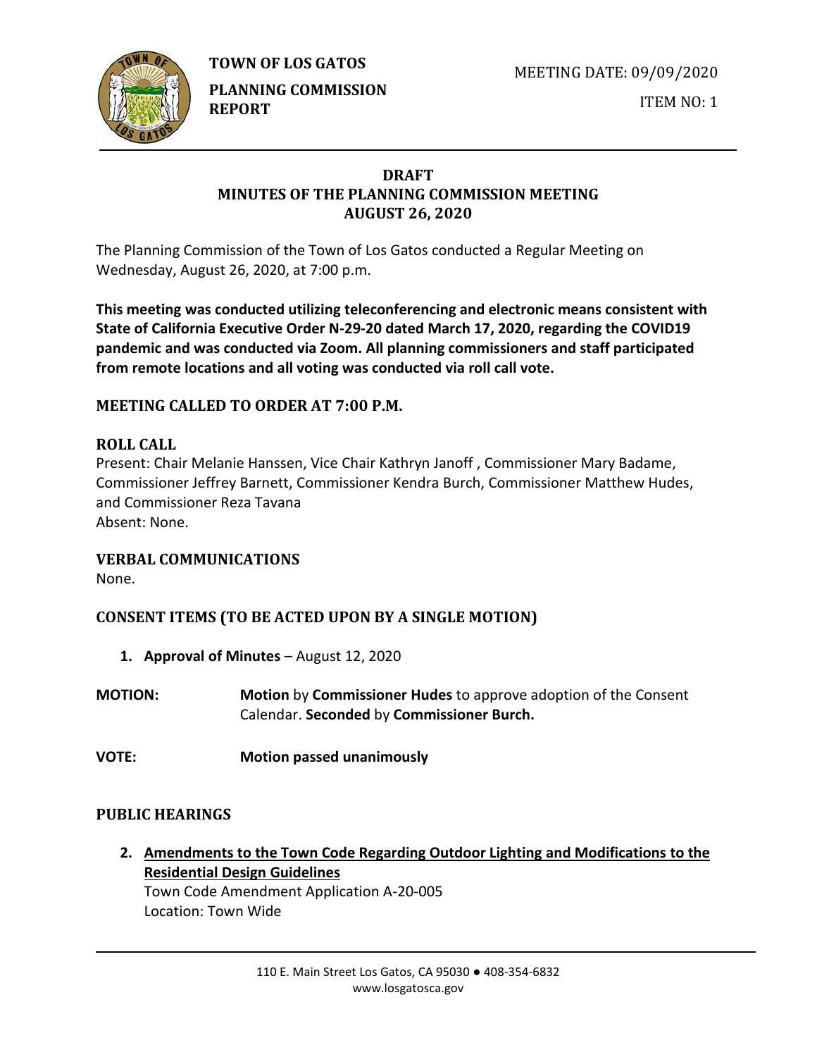**TOWN OF LOS GATOS**

**PLANNING COMMISSION REPORT**

MEETING DATE: 09/09/2020

ITEM NO: 1

# DRAFT
# MINUTES OF THE PLANNING COMMISSION MEETING
# AUGUST 26, 2020

The Planning Commission of the Town of Los Gatos conducted a Regular Meeting on Wednesday, August 26, 2020, at 7:00 p.m.

**This meeting was conducted utilizing teleconferencing and electronic means consistent with State of California Executive Order N-29-20 dated March 17, 2020, regarding the COVID19 pandemic and was conducted via Zoom. All planning commissioners and staff participated from remote locations and all voting was conducted via roll call vote.**

## MEETING CALLED TO ORDER AT 7:00 P.M.

## ROLL CALL

Present: Chair Melanie Hanssen, Vice Chair Kathryn Janoff , Commissioner Mary Badame, Commissioner Jeffrey Barnett, Commissioner Kendra Burch, Commissioner Matthew Hudes, and Commissioner Reza Tavana
Absent: None.

## VERBAL COMMUNICATIONS

None.

## CONSENT ITEMS (TO BE ACTED UPON BY A SINGLE MOTION)

1. **Approval of Minutes** – August 12, 2020

**MOTION:** **Motion** by **Commissioner Hudes** to approve adoption of the Consent Calendar. **Seconded** by **Commissioner Burch.**

**VOTE:** **Motion passed unanimously**

## PUBLIC HEARINGS

2. **Amendments to the Town Code Regarding Outdoor Lighting and Modifications to the Residential Design Guidelines**
   Town Code Amendment Application A-20-005
   Location: Town Wide

110 E. Main Street Los Gatos, CA 95030 ● 408-354-6832
www.losgatosca.gov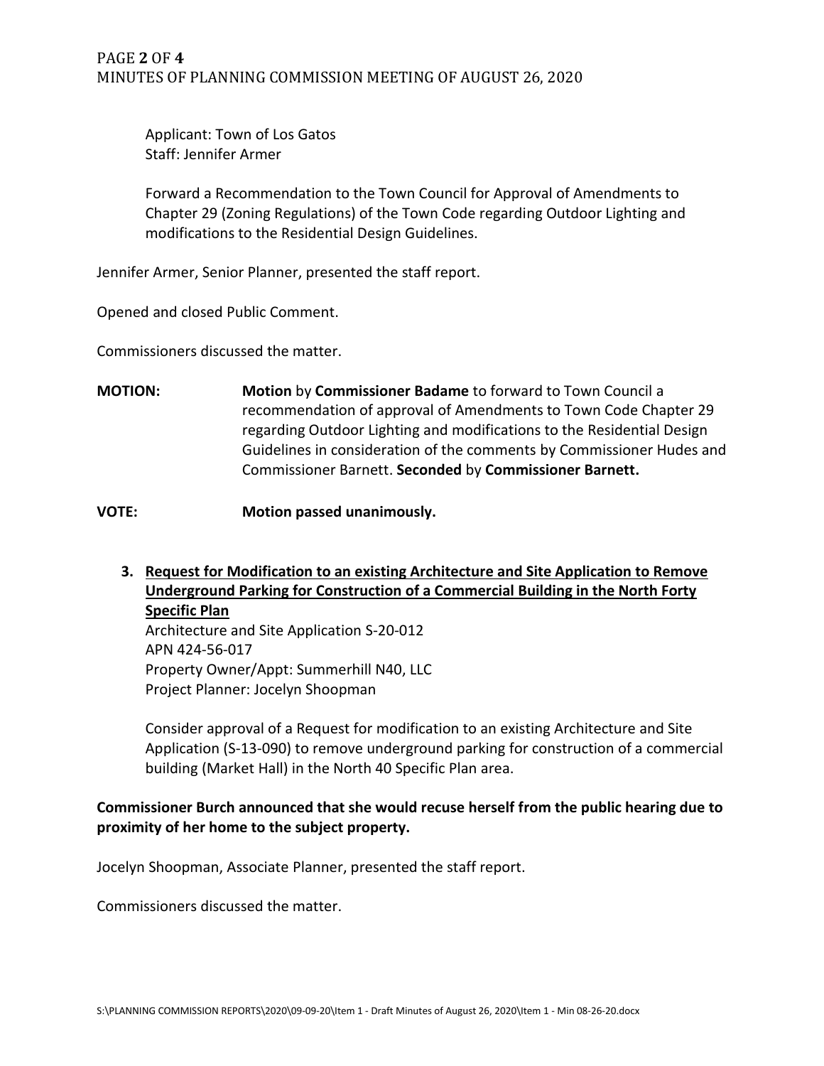Applicant: Town of Los Gatos
Staff: Jennifer Armer

Forward a Recommendation to the Town Council for Approval of Amendments to Chapter 29 (Zoning Regulations) of the Town Code regarding Outdoor Lighting and modifications to the Residential Design Guidelines.

Jennifer Armer, Senior Planner, presented the staff report.

Opened and closed Public Comment.

Commissioners discussed the matter.

**MOTION:** **Motion** by **Commissioner Badame** to forward to Town Council a recommendation of approval of Amendments to Town Code Chapter 29 regarding Outdoor Lighting and modifications to the Residential Design Guidelines in consideration of the comments by Commissioner Hudes and Commissioner Barnett. **Seconded** by **Commissioner Barnett.**

**VOTE:** **Motion passed unanimously.**

3. **Request for Modification to an existing Architecture and Site Application to Remove Underground Parking for Construction of a Commercial Building in the North Forty Specific Plan**
   Architecture and Site Application S-20-012
   APN 424-56-017
   Property Owner/Appt: Summerhill N40, LLC
   Project Planner: Jocelyn Shoopman

   Consider approval of a Request for modification to an existing Architecture and Site Application (S-13-090) to remove underground parking for construction of a commercial building (Market Hall) in the North 40 Specific Plan area.

**Commissioner Burch announced that she would recuse herself from the public hearing due to proximity of her home to the subject property.**

Jocelyn Shoopman, Associate Planner, presented the staff report.

Commissioners discussed the matter.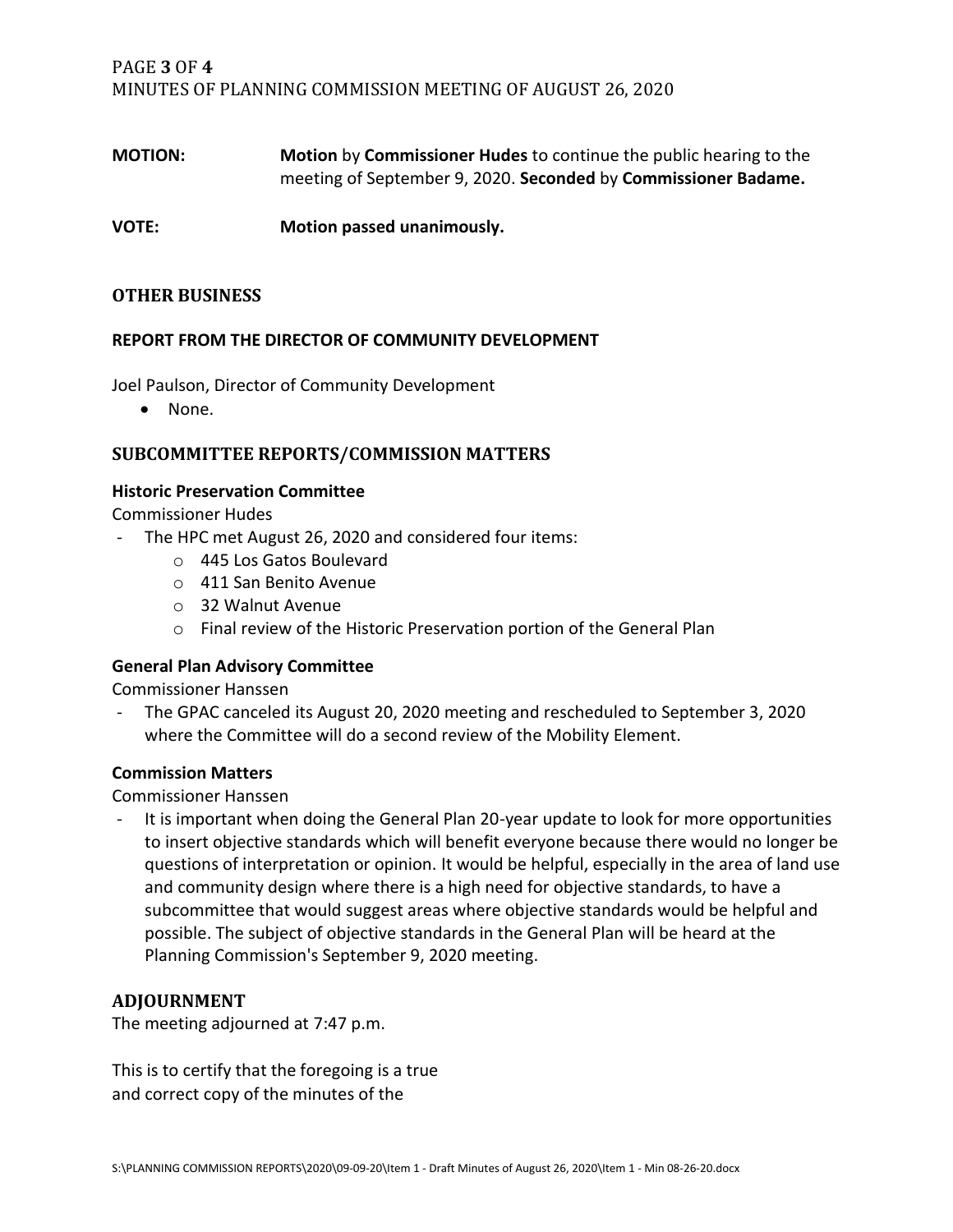**MOTION:** **Motion** by **Commissioner Hudes** to continue the public hearing to the meeting of September 9, 2020. **Seconded** by **Commissioner Badame.**

**VOTE:** **Motion passed unanimously.**

## OTHER BUSINESS

### REPORT FROM THE DIRECTOR OF COMMUNITY DEVELOPMENT

Joel Paulson, Director of Community Development

- None.

## SUBCOMMITTEE REPORTS/COMMISSION MATTERS

### Historic Preservation Committee

Commissioner Hudes

- The HPC met August 26, 2020 and considered four items:
  - 445 Los Gatos Boulevard
  - 411 San Benito Avenue
  - 32 Walnut Avenue
  - Final review of the Historic Preservation portion of the General Plan

### General Plan Advisory Committee

Commissioner Hanssen

- The GPAC canceled its August 20, 2020 meeting and rescheduled to September 3, 2020 where the Committee will do a second review of the Mobility Element.

### Commission Matters

Commissioner Hanssen

- It is important when doing the General Plan 20-year update to look for more opportunities to insert objective standards which will benefit everyone because there would no longer be questions of interpretation or opinion. It would be helpful, especially in the area of land use and community design where there is a high need for objective standards, to have a subcommittee that would suggest areas where objective standards would be helpful and possible. The subject of objective standards in the General Plan will be heard at the Planning Commission's September 9, 2020 meeting.

## ADJOURNMENT

The meeting adjourned at 7:47 p.m.

This is to certify that the foregoing is a true and correct copy of the minutes of the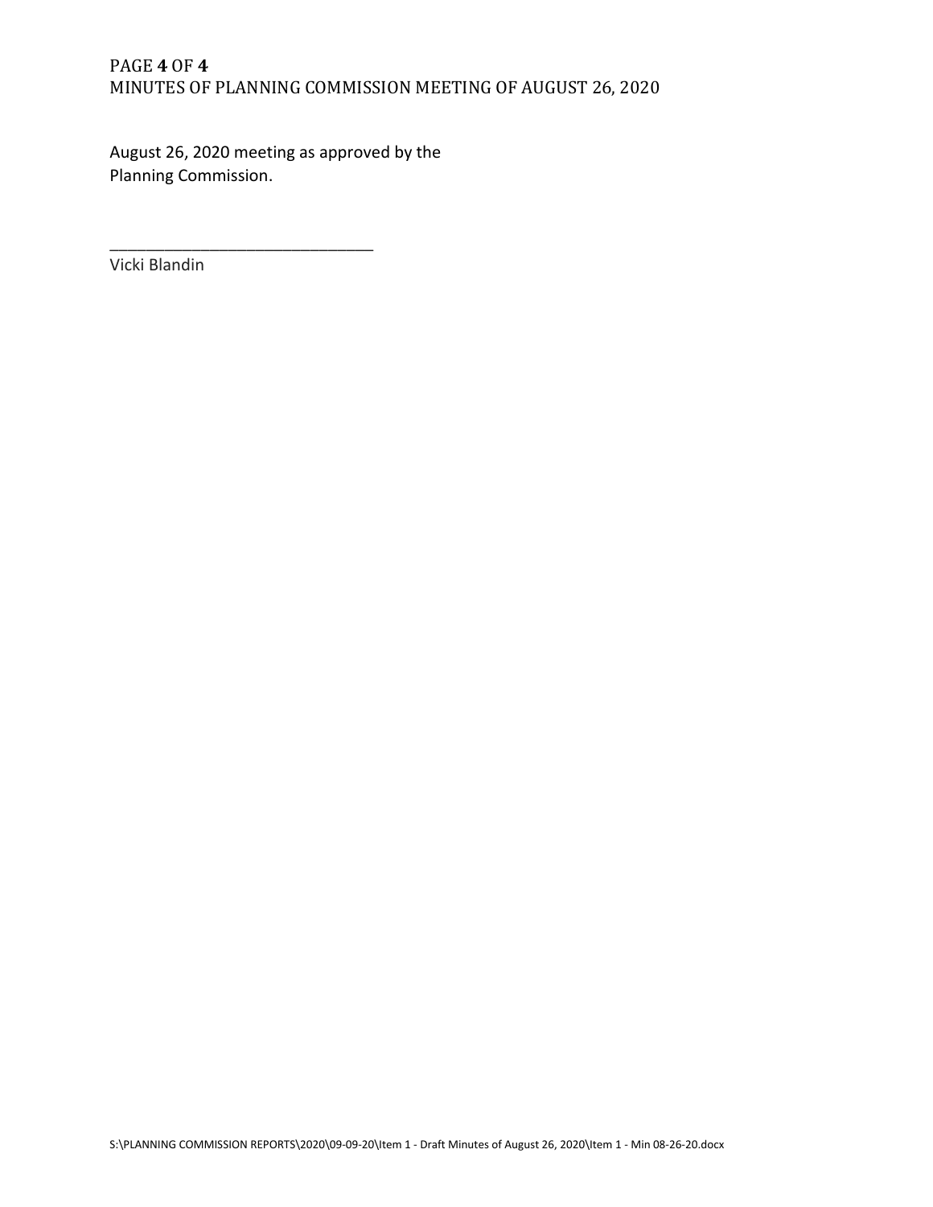August 26, 2020 meeting as approved by the
Planning Commission.

_______________________________
Vicki Blandin